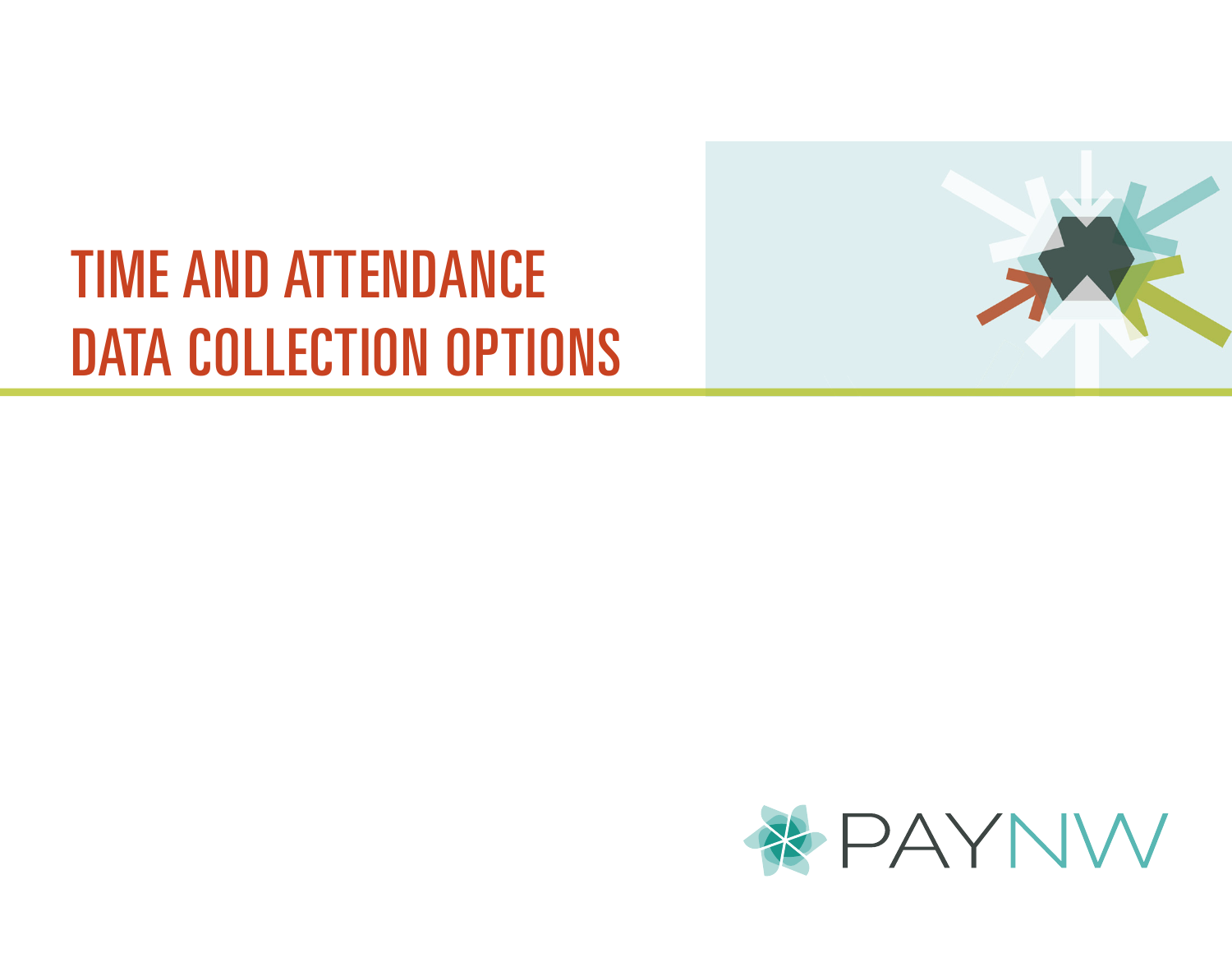# TIME AND ATTENDANCE DATA COLLECTION OPTIONS

PAYNW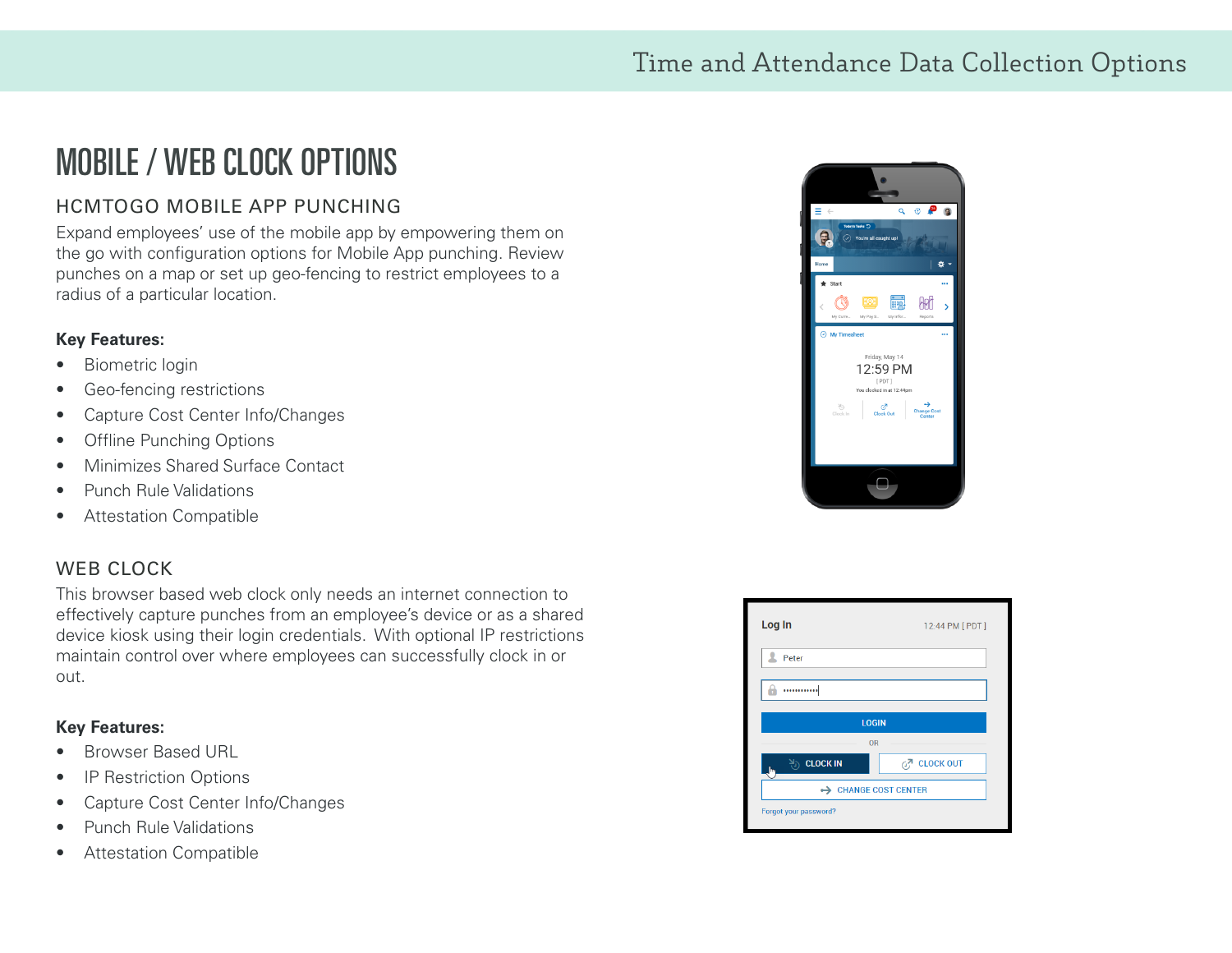# MOBILE / WEB CLOCK OPTIONS

## HCMTOGO MOBILE APP PUNCHING

Expand employees' use of the mobile app by empowering them on the go with configuration options for Mobile App punching. Review punches on a map or set up geo-fencing to restrict employees to a radius of a particular location.

**Key Features:**

- Biometric login
- Geo-fencing restrictions
- Capture Cost Center Info/Changes
- Offline Punching Options
- Minimizes Shared Surface Contact
- Punch Rule Validations
- Attestation Compatible

## WEB CLOCK

This browser based web clock only needs an internet connection to effectively capture punches from an employee's device or as a shared device kiosk using their login credentials. With optional IP restrictions maintain control over where employees can successfully clock in or out.

**Key Features:**

- Browser Based URL
- IP Restriction Options
- Capture Cost Center Info/Changes
- Punch Rule Validations
- Attestation Compatible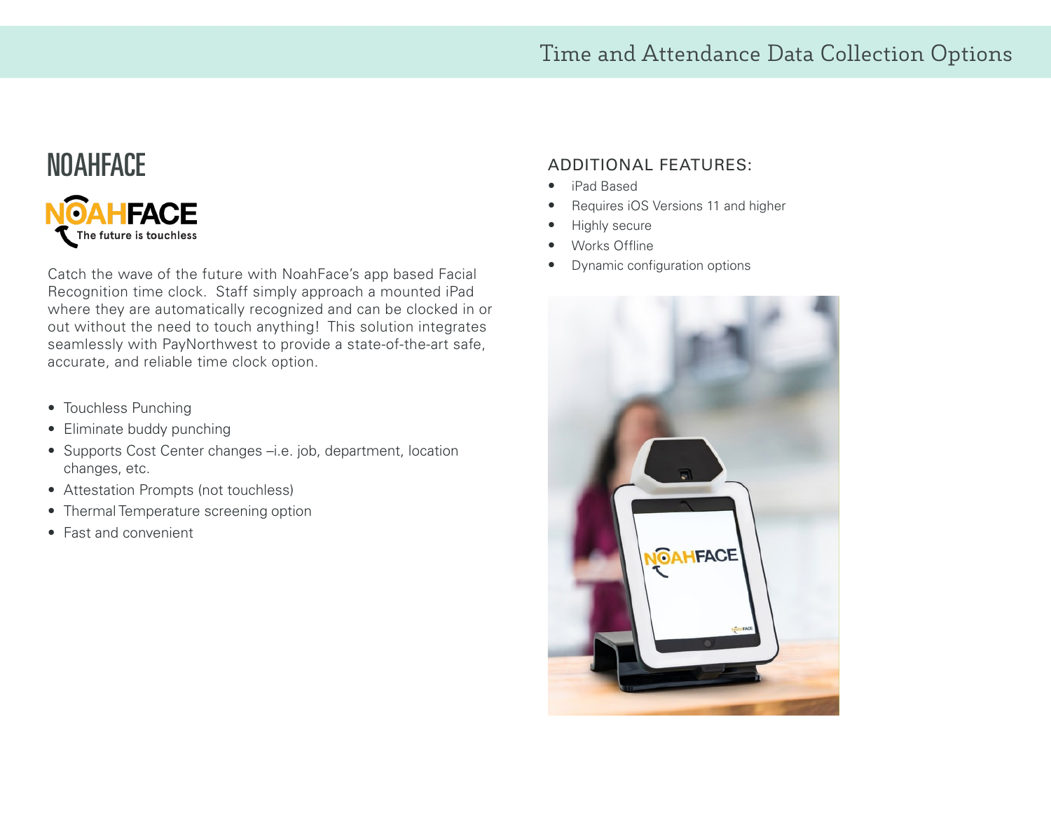## NOAHFACE

NOAHFACE
The future is touchless

Catch the wave of the future with NoahFace's app based Facial Recognition time clock. Staff simply approach a mounted iPad where they are automatically recognized and can be clocked in or out without the need to touch anything! This solution integrates seamlessly with PayNorthwest to provide a state-of-the-art safe, accurate, and reliable time clock option.

- Touchless Punching
- Eliminate buddy punching
- Supports Cost Center changes –i.e. job, department, location changes, etc.
- Attestation Prompts (not touchless)
- Thermal Temperature screening option
- Fast and convenient

### ADDITIONAL FEATURES:

- iPad Based
- Requires iOS Versions 11 and higher
- Highly secure
- Works Offline
- Dynamic configuration options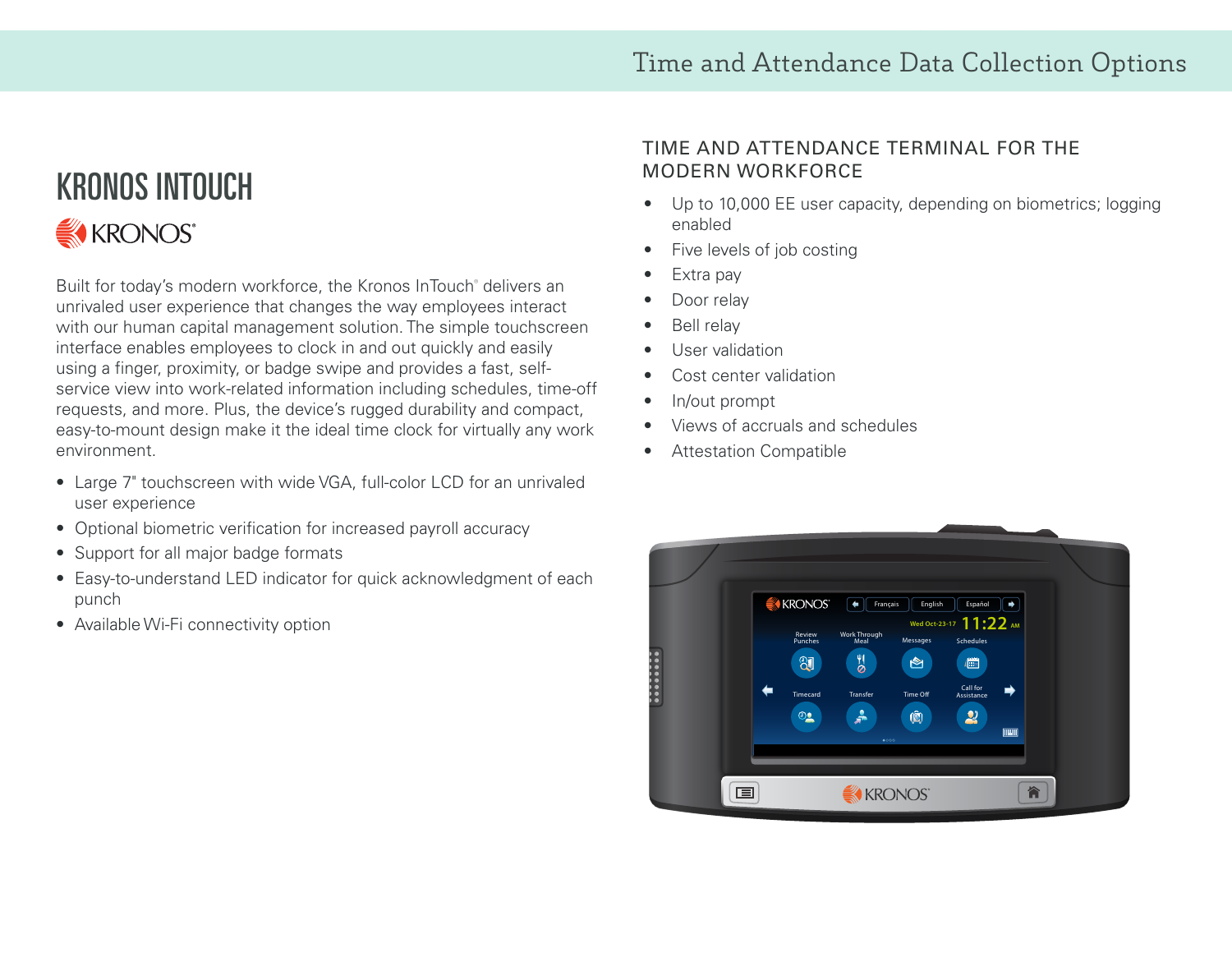# KRONOS INTOUCH

Built for today's modern workforce, the Kronos InTouch® delivers an unrivaled user experience that changes the way employees interact with our human capital management solution. The simple touchscreen interface enables employees to clock in and out quickly and easily using a finger, proximity, or badge swipe and provides a fast, self-service view into work-related information including schedules, time-off requests, and more. Plus, the device's rugged durability and compact, easy-to-mount design make it the ideal time clock for virtually any work environment.

- Large 7" touchscreen with wide VGA, full-color LCD for an unrivaled user experience
- Optional biometric verification for increased payroll accuracy
- Support for all major badge formats
- Easy-to-understand LED indicator for quick acknowledgment of each punch
- Available Wi-Fi connectivity option

## TIME AND ATTENDANCE TERMINAL FOR THE MODERN WORKFORCE

- Up to 10,000 EE user capacity, depending on biometrics; logging enabled
- Five levels of job costing
- Extra pay
- Door relay
- Bell relay
- User validation
- Cost center validation
- In/out prompt
- Views of accruals and schedules
- Attestation Compatible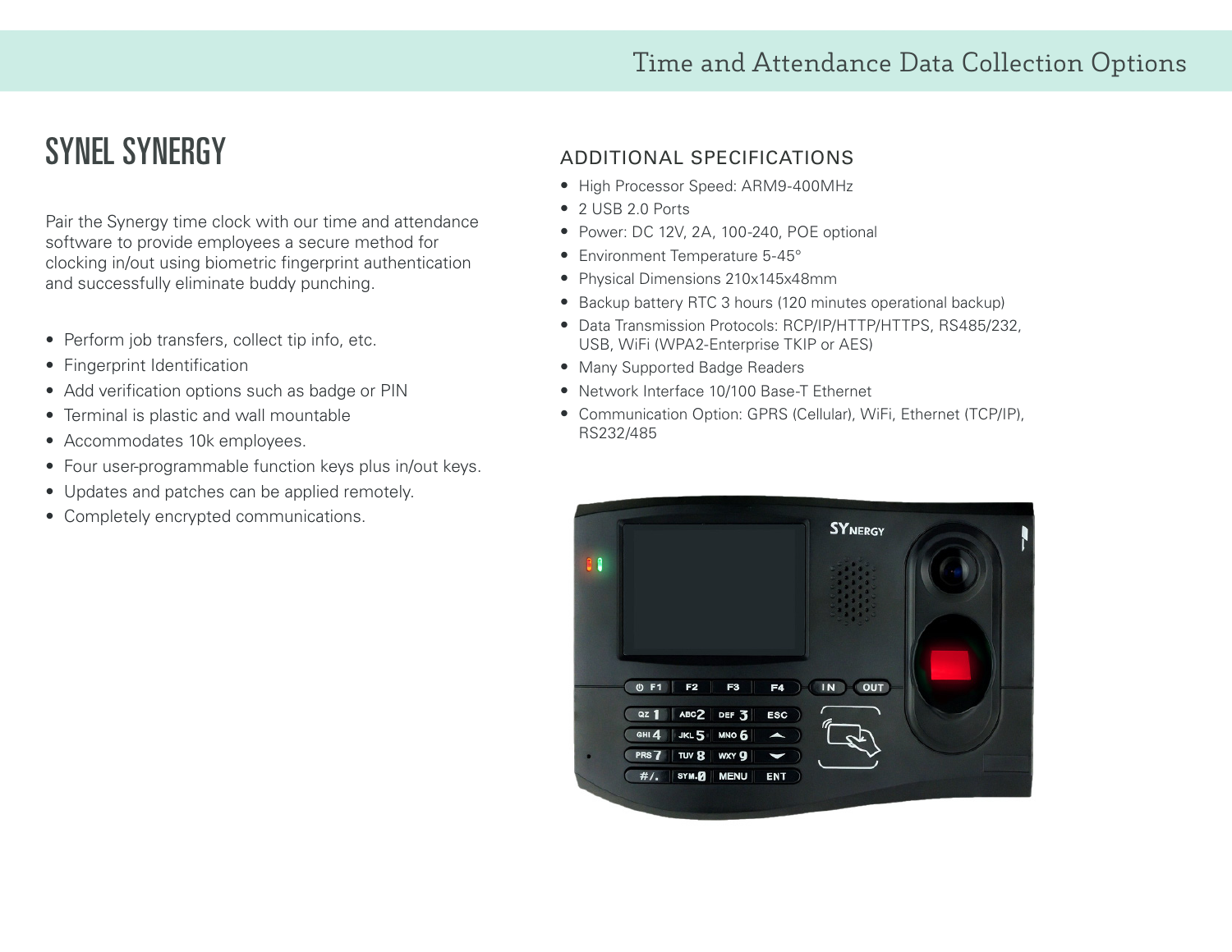# SYNEL SYNERGY

Pair the Synergy time clock with our time and attendance software to provide employees a secure method for clocking in/out using biometric fingerprint authentication and successfully eliminate buddy punching.

- Perform job transfers, collect tip info, etc.
- Fingerprint Identification
- Add verification options such as badge or PIN
- Terminal is plastic and wall mountable
- Accommodates 10k employees.
- Four user-programmable function keys plus in/out keys.
- Updates and patches can be applied remotely.
- Completely encrypted communications.

## ADDITIONAL SPECIFICATIONS

- High Processor Speed: ARM9-400MHz
- 2 USB 2.0 Ports
- Power: DC 12V, 2A, 100-240, POE optional
- Environment Temperature 5-45°
- Physical Dimensions 210x145x48mm
- Backup battery RTC 3 hours (120 minutes operational backup)
- Data Transmission Protocols: RCP/IP/HTTP/HTTPS, RS485/232, USB, WiFi (WPA2-Enterprise TKIP or AES)
- Many Supported Badge Readers
- Network Interface 10/100 Base-T Ethernet
- Communication Option: GPRS (Cellular), WiFi, Ethernet (TCP/IP), RS232/485